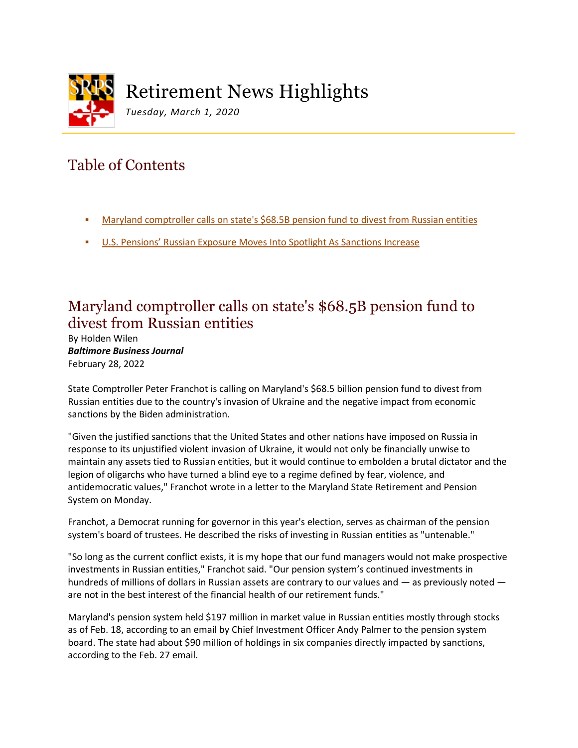# Retirement News Highlights

*Tuesday, March 1, 2020*

## Table of Contents

- Maryland comptroller calls on state's $68.5B pension fund to divest from Russian entities
- U.S. Pensions' Russian Exposure Moves Into Spotlight As Sanctions Increase

## Maryland comptroller calls on state's $68.5B pension fund to divest from Russian entities

By Holden Wilen
***Baltimore Business Journal***
February 28, 2022

State Comptroller Peter Franchot is calling on Maryland's $68.5 billion pension fund to divest from Russian entities due to the country's invasion of Ukraine and the negative impact from economic sanctions by the Biden administration.

"Given the justified sanctions that the United States and other nations have imposed on Russia in response to its unjustified violent invasion of Ukraine, it would not only be financially unwise to maintain any assets tied to Russian entities, but it would continue to embolden a brutal dictator and the legion of oligarchs who have turned a blind eye to a regime defined by fear, violence, and antidemocratic values," Franchot wrote in a letter to the Maryland State Retirement and Pension System on Monday.

Franchot, a Democrat running for governor in this year's election, serves as chairman of the pension system's board of trustees. He described the risks of investing in Russian entities as "untenable."

"So long as the current conflict exists, it is my hope that our fund managers would not make prospective investments in Russian entities," Franchot said. "Our pension system's continued investments in hundreds of millions of dollars in Russian assets are contrary to our values and — as previously noted — are not in the best interest of the financial health of our retirement funds."

Maryland's pension system held $197 million in market value in Russian entities mostly through stocks as of Feb. 18, according to an email by Chief Investment Officer Andy Palmer to the pension system board. The state had about $90 million of holdings in six companies directly impacted by sanctions, according to the Feb. 27 email.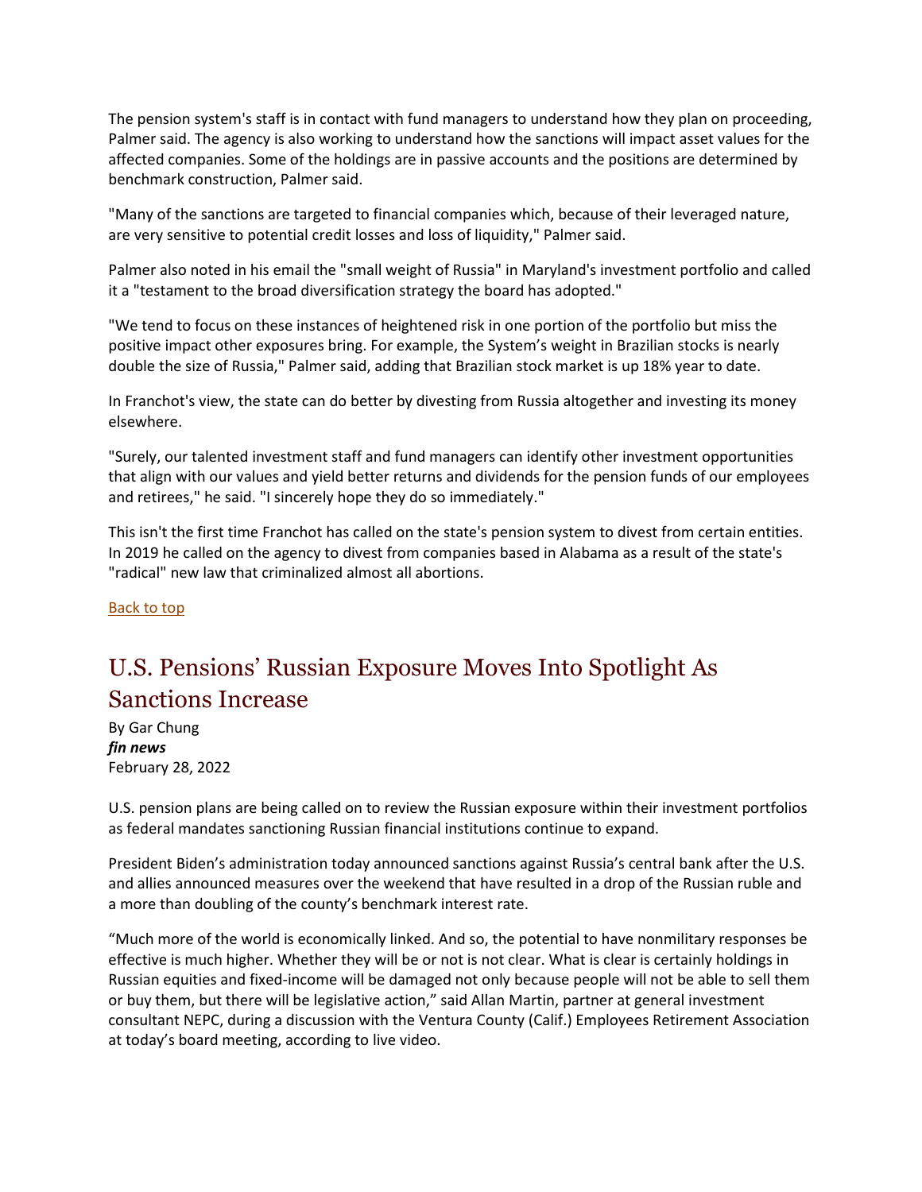The pension system's staff is in contact with fund managers to understand how they plan on proceeding, Palmer said. The agency is also working to understand how the sanctions will impact asset values for the affected companies. Some of the holdings are in passive accounts and the positions are determined by benchmark construction, Palmer said.

"Many of the sanctions are targeted to financial companies which, because of their leveraged nature, are very sensitive to potential credit losses and loss of liquidity," Palmer said.

Palmer also noted in his email the "small weight of Russia" in Maryland's investment portfolio and called it a "testament to the broad diversification strategy the board has adopted."

"We tend to focus on these instances of heightened risk in one portion of the portfolio but miss the positive impact other exposures bring. For example, the System's weight in Brazilian stocks is nearly double the size of Russia," Palmer said, adding that Brazilian stock market is up 18% year to date.

In Franchot's view, the state can do better by divesting from Russia altogether and investing its money elsewhere.

"Surely, our talented investment staff and fund managers can identify other investment opportunities that align with our values and yield better returns and dividends for the pension funds of our employees and retirees," he said. "I sincerely hope they do so immediately."

This isn't the first time Franchot has called on the state's pension system to divest from certain entities. In 2019 he called on the agency to divest from companies based in Alabama as a result of the state's "radical" new law that criminalized almost all abortions.

Back to top

## U.S. Pensions' Russian Exposure Moves Into Spotlight As Sanctions Increase

By Gar Chung
***fin news***
February 28, 2022

U.S. pension plans are being called on to review the Russian exposure within their investment portfolios as federal mandates sanctioning Russian financial institutions continue to expand.

President Biden's administration today announced sanctions against Russia's central bank after the U.S. and allies announced measures over the weekend that have resulted in a drop of the Russian ruble and a more than doubling of the county's benchmark interest rate.

"Much more of the world is economically linked. And so, the potential to have nonmilitary responses be effective is much higher. Whether they will be or not is not clear. What is clear is certainly holdings in Russian equities and fixed-income will be damaged not only because people will not be able to sell them or buy them, but there will be legislative action," said Allan Martin, partner at general investment consultant NEPC, during a discussion with the Ventura County (Calif.) Employees Retirement Association at today's board meeting, according to live video.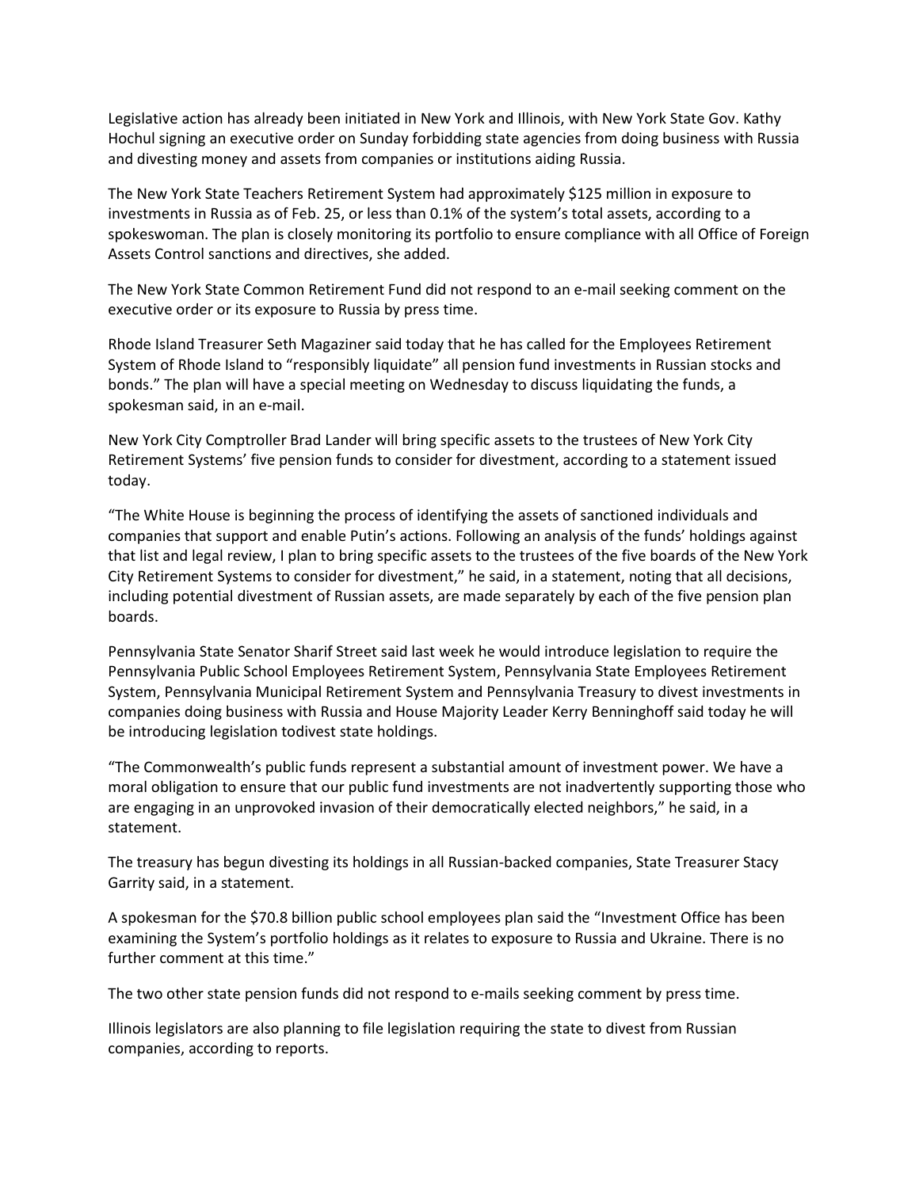Legislative action has already been initiated in New York and Illinois, with New York State Gov. Kathy Hochul signing an executive order on Sunday forbidding state agencies from doing business with Russia and divesting money and assets from companies or institutions aiding Russia.

The New York State Teachers Retirement System had approximately $125 million in exposure to investments in Russia as of Feb. 25, or less than 0.1% of the system's total assets, according to a spokeswoman. The plan is closely monitoring its portfolio to ensure compliance with all Office of Foreign Assets Control sanctions and directives, she added.

The New York State Common Retirement Fund did not respond to an e-mail seeking comment on the executive order or its exposure to Russia by press time.

Rhode Island Treasurer Seth Magaziner said today that he has called for the Employees Retirement System of Rhode Island to "responsibly liquidate" all pension fund investments in Russian stocks and bonds." The plan will have a special meeting on Wednesday to discuss liquidating the funds, a spokesman said, in an e-mail.

New York City Comptroller Brad Lander will bring specific assets to the trustees of New York City Retirement Systems' five pension funds to consider for divestment, according to a statement issued today.

"The White House is beginning the process of identifying the assets of sanctioned individuals and companies that support and enable Putin's actions. Following an analysis of the funds' holdings against that list and legal review, I plan to bring specific assets to the trustees of the five boards of the New York City Retirement Systems to consider for divestment," he said, in a statement, noting that all decisions, including potential divestment of Russian assets, are made separately by each of the five pension plan boards.

Pennsylvania State Senator Sharif Street said last week he would introduce legislation to require the Pennsylvania Public School Employees Retirement System, Pennsylvania State Employees Retirement System, Pennsylvania Municipal Retirement System and Pennsylvania Treasury to divest investments in companies doing business with Russia and House Majority Leader Kerry Benninghoff said today he will be introducing legislation todivest state holdings.

"The Commonwealth's public funds represent a substantial amount of investment power. We have a moral obligation to ensure that our public fund investments are not inadvertently supporting those who are engaging in an unprovoked invasion of their democratically elected neighbors," he said, in a statement.

The treasury has begun divesting its holdings in all Russian-backed companies, State Treasurer Stacy Garrity said, in a statement.

A spokesman for the $70.8 billion public school employees plan said the "Investment Office has been examining the System's portfolio holdings as it relates to exposure to Russia and Ukraine. There is no further comment at this time."

The two other state pension funds did not respond to e-mails seeking comment by press time.

Illinois legislators are also planning to file legislation requiring the state to divest from Russian companies, according to reports.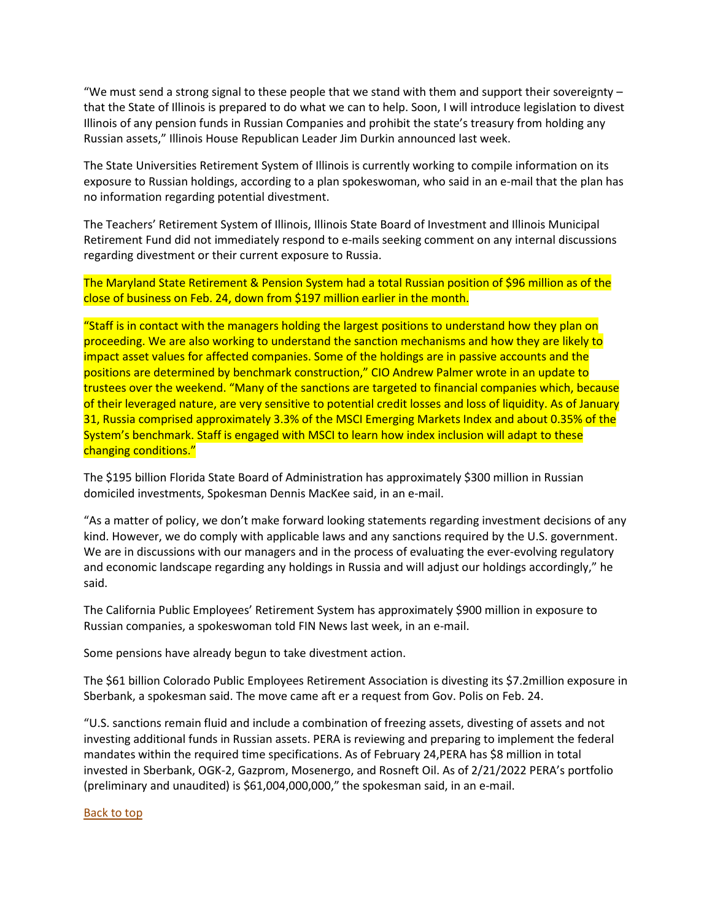"We must send a strong signal to these people that we stand with them and support their sovereignty – that the State of Illinois is prepared to do what we can to help. Soon, I will introduce legislation to divest Illinois of any pension funds in Russian Companies and prohibit the state's treasury from holding any Russian assets," Illinois House Republican Leader Jim Durkin announced last week.

The State Universities Retirement System of Illinois is currently working to compile information on its exposure to Russian holdings, according to a plan spokeswoman, who said in an e-mail that the plan has no information regarding potential divestment.

The Teachers' Retirement System of Illinois, Illinois State Board of Investment and Illinois Municipal Retirement Fund did not immediately respond to e-mails seeking comment on any internal discussions regarding divestment or their current exposure to Russia.

The Maryland State Retirement & Pension System had a total Russian position of $96 million as of the close of business on Feb. 24, down from $197 million earlier in the month.

"Staff is in contact with the managers holding the largest positions to understand how they plan on proceeding. We are also working to understand the sanction mechanisms and how they are likely to impact asset values for affected companies. Some of the holdings are in passive accounts and the positions are determined by benchmark construction," CIO Andrew Palmer wrote in an update to trustees over the weekend. "Many of the sanctions are targeted to financial companies which, because of their leveraged nature, are very sensitive to potential credit losses and loss of liquidity. As of January 31, Russia comprised approximately 3.3% of the MSCI Emerging Markets Index and about 0.35% of the System's benchmark. Staff is engaged with MSCI to learn how index inclusion will adapt to these changing conditions."

The $195 billion Florida State Board of Administration has approximately $300 million in Russian domiciled investments, Spokesman Dennis MacKee said, in an e-mail.

"As a matter of policy, we don't make forward looking statements regarding investment decisions of any kind. However, we do comply with applicable laws and any sanctions required by the U.S. government. We are in discussions with our managers and in the process of evaluating the ever-evolving regulatory and economic landscape regarding any holdings in Russia and will adjust our holdings accordingly," he said.

The California Public Employees' Retirement System has approximately $900 million in exposure to Russian companies, a spokeswoman told FIN News last week, in an e-mail.

Some pensions have already begun to take divestment action.

The $61 billion Colorado Public Employees Retirement Association is divesting its $7.2million exposure in Sberbank, a spokesman said. The move came aft er a request from Gov. Polis on Feb. 24.

"U.S. sanctions remain fluid and include a combination of freezing assets, divesting of assets and not investing additional funds in Russian assets. PERA is reviewing and preparing to implement the federal mandates within the required time specifications. As of February 24,PERA has $8 million in total invested in Sberbank, OGK-2, Gazprom, Mosenergo, and Rosneft Oil. As of 2/21/2022 PERA's portfolio (preliminary and unaudited) is $61,004,000,000," the spokesman said, in an e-mail.

Back to top